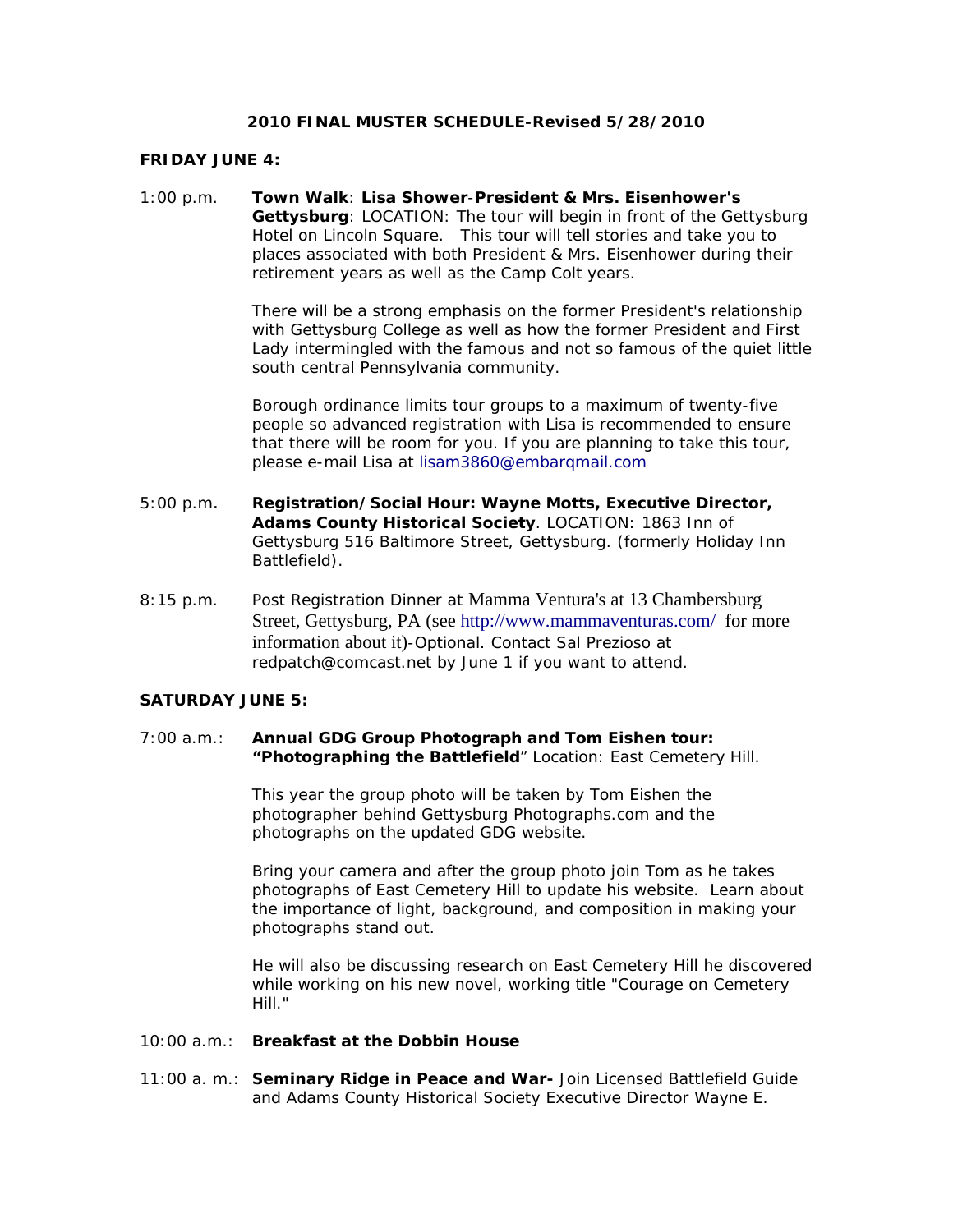# 2010 FINAL MUSTER SCHEDULE-Revised 5/28/2010

## FRIDAY JUNE 4:

1:00 p.m. **Town Walk**: **Lisa Shower**-**President & Mrs. Eisenhower's Gettysburg**: LOCATION: The tour will begin in front of the Gettysburg Hotel on Lincoln Square. This tour will tell stories and take you to places associated with both President & Mrs. Eisenhower during their retirement years as well as the Camp Colt years.

There will be a strong emphasis on the former President's relationship with Gettysburg College as well as how the former President and First Lady intermingled with the famous and not so famous of the quiet little south central Pennsylvania community.

Borough ordinance limits tour groups to a maximum of twenty-five people so advanced registration with Lisa is recommended to ensure that there will be room for you. If you are planning to take this tour, please e-mail Lisa at lisam3860@embarqmail.com

5:00 p.m. **Registration/Social Hour: Wayne Motts, Executive Director, Adams County Historical Society**. LOCATION: 1863 Inn of Gettysburg 516 Baltimore Street, Gettysburg. (formerly Holiday Inn Battlefield).

8:15 p.m. Post Registration Dinner at Mamma Ventura's at 13 Chambersburg Street, Gettysburg, PA (see http://www.mammaventuras.com/ for more information about it)-Optional. Contact Sal Prezioso at redpatch@comcast.net by June 1 if you want to attend.

## SATURDAY JUNE 5:

7:00 a.m.: **Annual GDG Group Photograph and Tom Eishen tour: "Photographing the Battlefield**" Location: East Cemetery Hill.

This year the group photo will be taken by Tom Eishen the photographer behind Gettysburg Photographs.com and the photographs on the updated GDG website.

Bring your camera and after the group photo join Tom as he takes photographs of East Cemetery Hill to update his website. Learn about the importance of light, background, and composition in making your photographs stand out.

He will also be discussing research on East Cemetery Hill he discovered while working on his new novel, working title "Courage on Cemetery Hill."

10:00 a.m.: **Breakfast at the Dobbin House**

11:00 a. m.: **Seminary Ridge in Peace and War-** Join Licensed Battlefield Guide and Adams County Historical Society Executive Director Wayne E.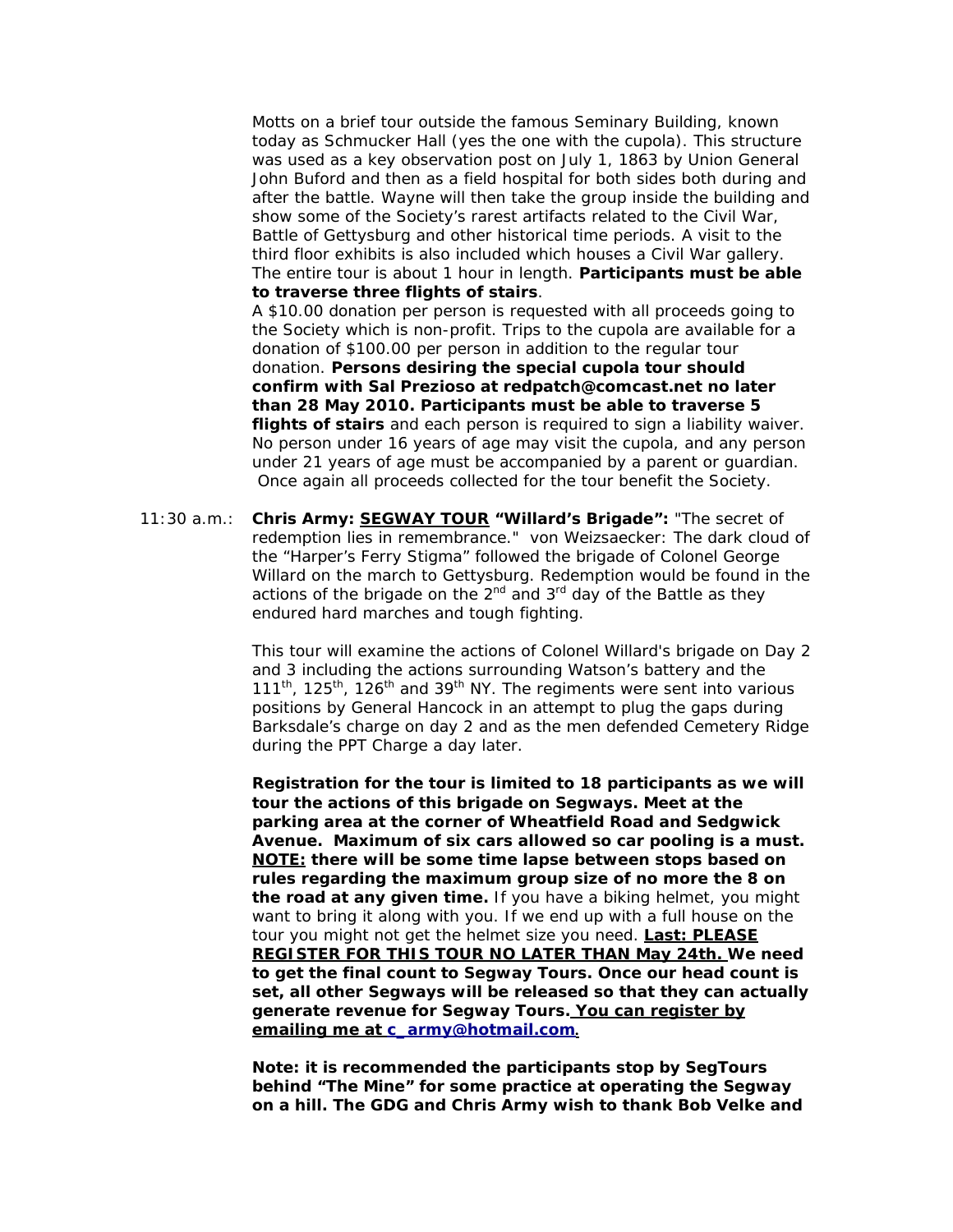Motts on a brief tour outside the famous Seminary Building, known today as Schmucker Hall (yes the one with the cupola). This structure was used as a key observation post on July 1, 1863 by Union General John Buford and then as a field hospital for both sides both during and after the battle. Wayne will then take the group inside the building and show some of the Society's rarest artifacts related to the Civil War, Battle of Gettysburg and other historical time periods. A visit to the third floor exhibits is also included which houses a Civil War gallery. The entire tour is about 1 hour in length. **Participants must be able to traverse three flights of stairs**.

A $10.00 donation per person is requested with all proceeds going to the Society which is non-profit. Trips to the cupola are available for a donation of $100.00 per person in addition to the regular tour donation. **Persons desiring the special cupola tour should confirm with Sal Prezioso at redpatch@comcast.net no later than 28 May 2010. Participants must be able to traverse 5 flights of stairs** and each person is required to sign a liability waiver. No person under 16 years of age may visit the cupola, and any person under 21 years of age must be accompanied by a parent or guardian. Once again all proceeds collected for the tour benefit the Society.

11:30 a.m.: **Chris Army: <u>SEGWAY TOUR</u> "Willard's Brigade":** "The secret of redemption lies in remembrance." von Weizsaecker: The dark cloud of the "Harper's Ferry Stigma" followed the brigade of Colonel George Willard on the march to Gettysburg. Redemption would be found in the actions of the brigade on the 2nd and 3rd day of the Battle as they endured hard marches and tough fighting.

This tour will examine the actions of Colonel Willard's brigade on Day 2 and 3 including the actions surrounding Watson's battery and the 111th, 125th, 126th and 39th NY. The regiments were sent into various positions by General Hancock in an attempt to plug the gaps during Barksdale's charge on day 2 and as the men defended Cemetery Ridge during the PPT Charge a day later.

**Registration for the tour is limited to 18 participants as we will tour the actions of this brigade on Segways. Meet at the parking area at the corner of Wheatfield Road and Sedgwick Avenue. Maximum of six cars allowed so car pooling is a must. <u>NOTE:</u> there will be some time lapse between stops based on rules regarding the maximum group size of no more the 8 on the road at any given time.** If you have a biking helmet, you might want to bring it along with you. If we end up with a full house on the tour you might not get the helmet size you need. **<u>Last: PLEASE REGISTER FOR THIS TOUR NO LATER THAN May 24th.</u> We need to get the final count to Segway Tours. Once our head count is set, all other Segways will be released so that they can actually generate revenue for Segway Tours. <u>You can register by emailing me at c_army@hotmail.com</u>.**

**Note: it is recommended the participants stop by SegTours behind "The Mine" for some practice at operating the Segway on a hill. The GDG and Chris Army wish to thank Bob Velke and**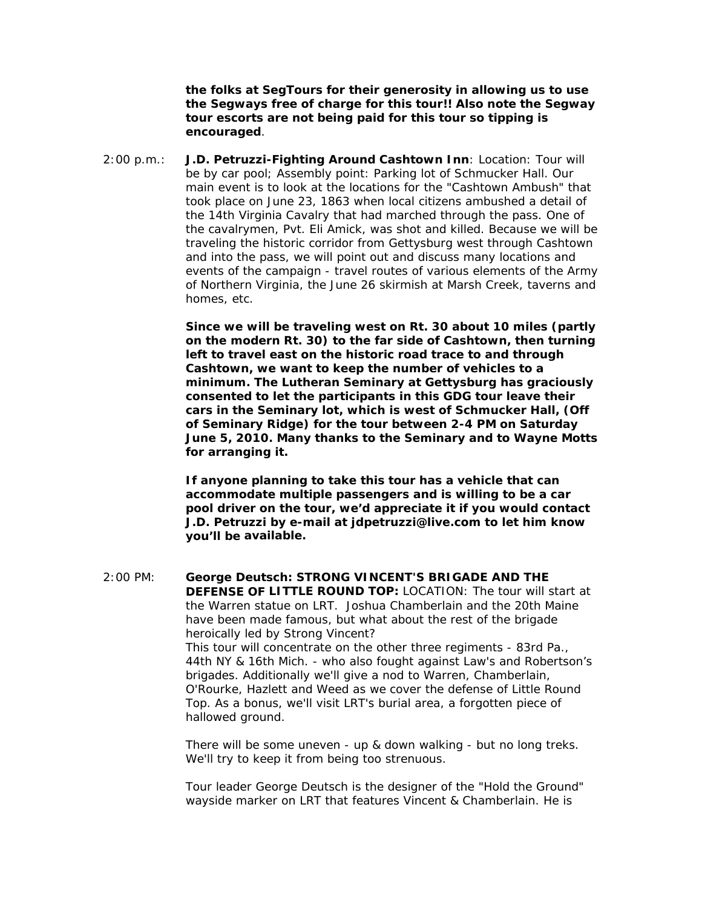**the folks at SegTours for their generosity in allowing us to use the Segways free of charge for this tour!! Also note the Segway tour escorts are not being paid for this tour so tipping is encouraged**.

2:00 p.m.: **J.D. Petruzzi-Fighting Around Cashtown Inn**: Location: Tour will be by car pool; Assembly point: Parking lot of Schmucker Hall. Our main event is to look at the locations for the "Cashtown Ambush" that took place on June 23, 1863 when local citizens ambushed a detail of the 14th Virginia Cavalry that had marched through the pass. One of the cavalrymen, Pvt. Eli Amick, was shot and killed. Because we will be traveling the historic corridor from Gettysburg west through Cashtown and into the pass, we will point out and discuss many locations and events of the campaign - travel routes of various elements of the Army of Northern Virginia, the June 26 skirmish at Marsh Creek, taverns and homes, etc.

**Since we will be traveling west on Rt. 30 about 10 miles (partly on the modern Rt. 30) to the far side of Cashtown, then turning left to travel east on the historic road trace to and through Cashtown, we want to keep the number of vehicles to a minimum. The Lutheran Seminary at Gettysburg has graciously consented to let the participants in this GDG tour leave their cars in the Seminary lot, which is west of Schmucker Hall, (Off of Seminary Ridge) for the tour between 2-4 PM on Saturday June 5, 2010. Many thanks to the Seminary and to Wayne Motts for arranging it.**

**If anyone planning to take this tour has a vehicle that can accommodate multiple passengers and is willing to be a car pool driver on the tour, we'd appreciate it if you would contact J.D. Petruzzi by e-mail at jdpetruzzi@live.com to let him know you'll be available.**

2:00 PM: **George Deutsch: STRONG VINCENT'S BRIGADE AND THE DEFENSE OF LITTLE ROUND TOP:** LOCATION: The tour will start at the Warren statue on LRT. Joshua Chamberlain and the 20th Maine have been made famous, but what about the rest of the brigade heroically led by Strong Vincent?
This tour will concentrate on the other three regiments - 83rd Pa., 44th NY & 16th Mich. - who also fought against Law's and Robertson's brigades. Additionally we'll give a nod to Warren, Chamberlain, O'Rourke, Hazlett and Weed as we cover the defense of Little Round Top. As a bonus, we'll visit LRT's burial area, a forgotten piece of hallowed ground.

There will be some uneven - up & down walking - but no long treks. We'll try to keep it from being too strenuous.

Tour leader George Deutsch is the designer of the "Hold the Ground" wayside marker on LRT that features Vincent & Chamberlain. He is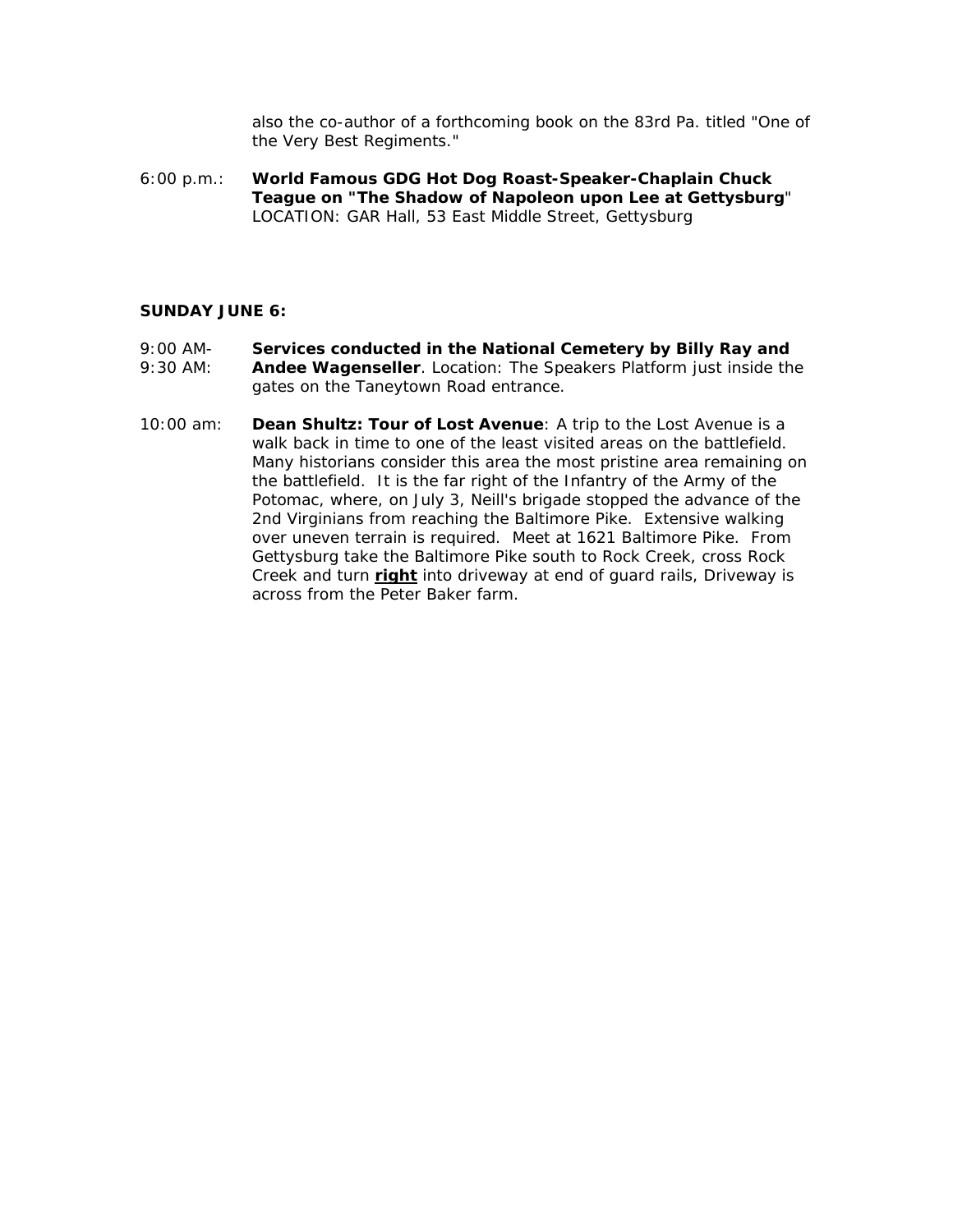also the co-author of a forthcoming book on the 83rd Pa. titled "One of the Very Best Regiments."

6:00 p.m.: **World Famous GDG Hot Dog Roast-Speaker-Chaplain Chuck Teague on "The Shadow of Napoleon upon Lee at Gettysburg**" LOCATION: GAR Hall, 53 East Middle Street, Gettysburg

**SUNDAY JUNE 6:**

9:00 AM-9:30 AM: **Services conducted in the National Cemetery by Billy Ray and Andee Wagenseller**. Location: The Speakers Platform just inside the gates on the Taneytown Road entrance.

10:00 am: **Dean Shultz: Tour of Lost Avenue**: A trip to the Lost Avenue is a walk back in time to one of the least visited areas on the battlefield. Many historians consider this area the most pristine area remaining on the battlefield. It is the far right of the Infantry of the Army of the Potomac, where, on July 3, Neill's brigade stopped the advance of the 2nd Virginians from reaching the Baltimore Pike. Extensive walking over uneven terrain is required. Meet at 1621 Baltimore Pike. From Gettysburg take the Baltimore Pike south to Rock Creek, cross Rock Creek and turn **right** into driveway at end of guard rails, Driveway is across from the Peter Baker farm.